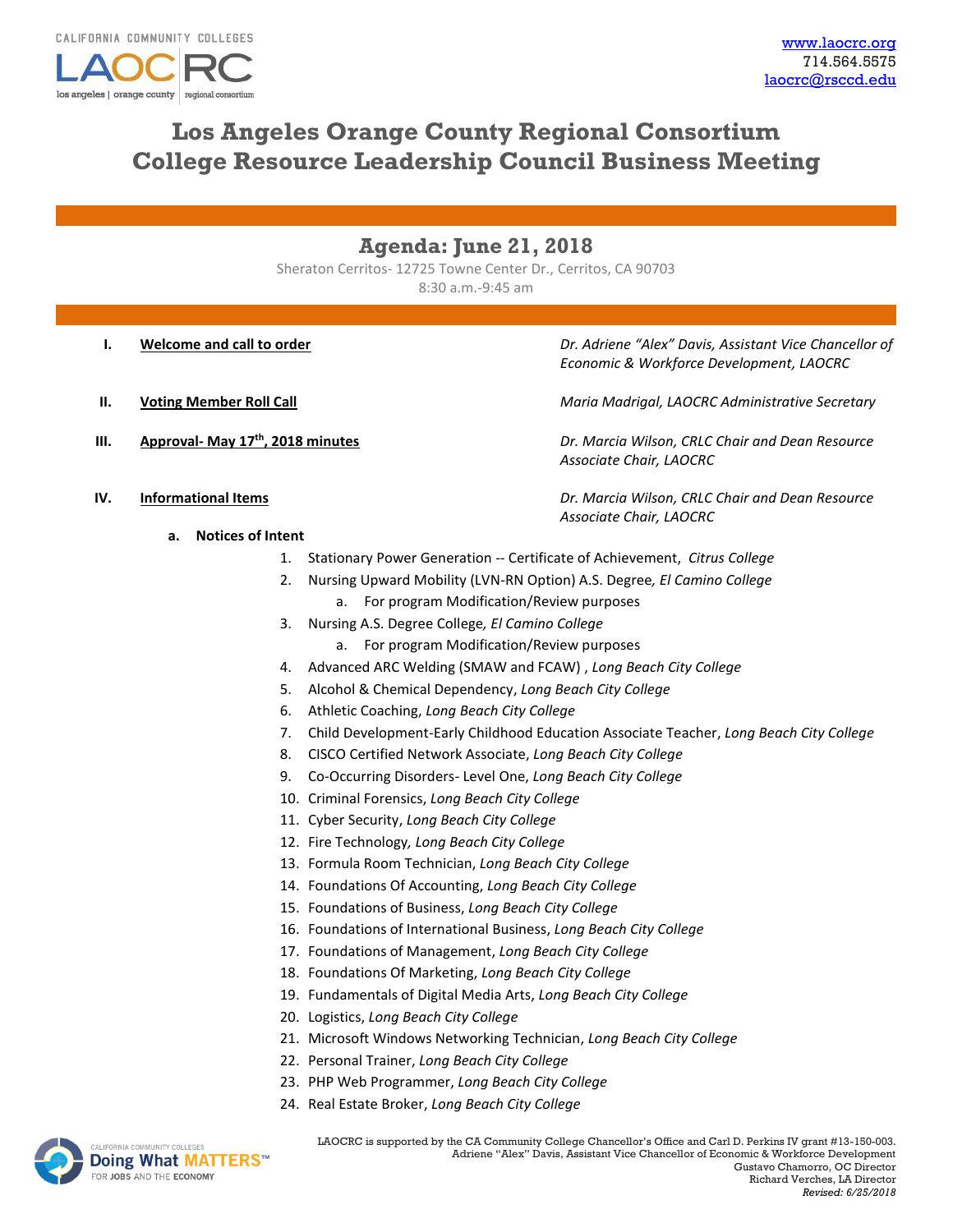www.laocrc.org
714.564.5575
laocrc@rsccd.edu

# Los Angeles Orange County Regional Consortium College Resource Leadership Council Business Meeting

## Agenda: June 21, 2018

Sheraton Cerritos- 12725 Towne Center Dr., Cerritos, CA 90703
8:30 a.m.-9:45 am

**I. Welcome and call to order** — *Dr. Adriene "Alex" Davis, Assistant Vice Chancellor of Economic & Workforce Development, LAOCRC*

**II. Voting Member Roll Call** — *Maria Madrigal, LAOCRC Administrative Secretary*

**III. Approval- May 17th, 2018 minutes** — *Dr. Marcia Wilson, CRLC Chair and Dean Resource Associate Chair, LAOCRC*

**IV. Informational Items** — *Dr. Marcia Wilson, CRLC Chair and Dean Resource Associate Chair, LAOCRC*

**a. Notices of Intent**

1. Stationary Power Generation -- Certificate of Achievement, *Citrus College*
2. Nursing Upward Mobility (LVN-RN Option) A.S. Degree*, El Camino College*
   a. For program Modification/Review purposes
3. Nursing A.S. Degree College, *El Camino College*
   a. For program Modification/Review purposes
4. Advanced ARC Welding (SMAW and FCAW) , *Long Beach City College*
5. Alcohol & Chemical Dependency, *Long Beach City College*
6. Athletic Coaching, *Long Beach City College*
7. Child Development-Early Childhood Education Associate Teacher, *Long Beach City College*
8. CISCO Certified Network Associate, *Long Beach City College*
9. Co-Occurring Disorders- Level One, *Long Beach City College*
10. Criminal Forensics, *Long Beach City College*
11. Cyber Security, *Long Beach City College*
12. Fire Technology*, Long Beach City College*
13. Formula Room Technician, *Long Beach City College*
14. Foundations Of Accounting, *Long Beach City College*
15. Foundations of Business, *Long Beach City College*
16. Foundations of International Business, *Long Beach City College*
17. Foundations of Management, *Long Beach City College*
18. Foundations Of Marketing, *Long Beach City College*
19. Fundamentals of Digital Media Arts, *Long Beach City College*
20. Logistics, *Long Beach City College*
21. Microsoft Windows Networking Technician, *Long Beach City College*
22. Personal Trainer, *Long Beach City College*
23. PHP Web Programmer, *Long Beach City College*
24. Real Estate Broker, *Long Beach City College*

LAOCRC is supported by the CA Community College Chancellor's Office and Carl D. Perkins IV grant #13-150-003.
Adriene "Alex" Davis, Assistant Vice Chancellor of Economic & Workforce Development
Gustavo Chamorro, OC Director
Richard Verches, LA Director
*Revised: 6/25/2018*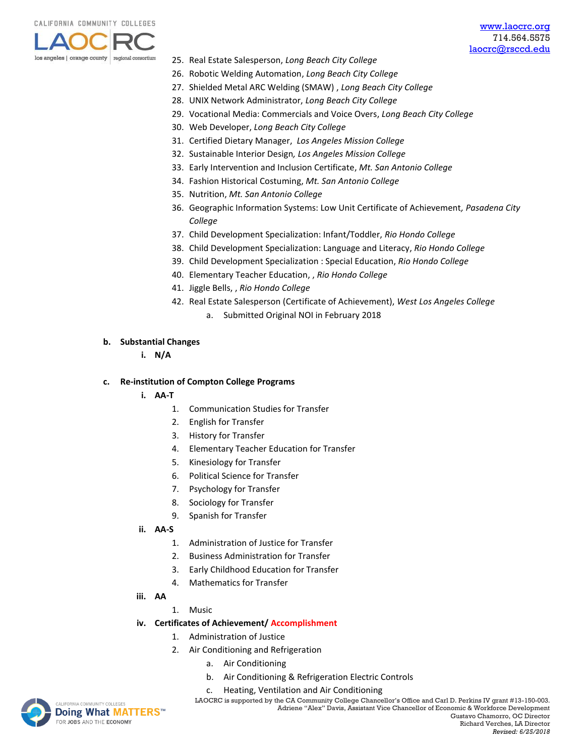25. Real Estate Salesperson, *Long Beach City College*
26. Robotic Welding Automation, *Long Beach City College*
27. Shielded Metal ARC Welding (SMAW) , *Long Beach City College*
28. UNIX Network Administrator, *Long Beach City College*
29. Vocational Media: Commercials and Voice Overs, *Long Beach City College*
30. Web Developer, *Long Beach City College*
31. Certified Dietary Manager, *Los Angeles Mission College*
32. Sustainable Interior Design*, Los Angeles Mission College*
33. Early Intervention and Inclusion Certificate, *Mt. San Antonio College*
34. Fashion Historical Costuming, *Mt. San Antonio College*
35. Nutrition, *Mt. San Antonio College*
36. Geographic Information Systems: Low Unit Certificate of Achievement*, Pasadena City College*
37. Child Development Specialization: Infant/Toddler, *Rio Hondo College*
38. Child Development Specialization: Language and Literacy, *Rio Hondo College*
39. Child Development Specialization : Special Education, *Rio Hondo College*
40. Elementary Teacher Education, , *Rio Hondo College*
41. Jiggle Bells, , *Rio Hondo College*
42. Real Estate Salesperson (Certificate of Achievement), *West Los Angeles College*
    a. Submitted Original NOI in February 2018

**b. Substantial Changes**

**i. N/A**

**c. Re-institution of Compton College Programs**

**i. AA-T**

1. Communication Studies for Transfer
2. English for Transfer
3. History for Transfer
4. Elementary Teacher Education for Transfer
5. Kinesiology for Transfer
6. Political Science for Transfer
7. Psychology for Transfer
8. Sociology for Transfer
9. Spanish for Transfer

**ii. AA-S**

1. Administration of Justice for Transfer
2. Business Administration for Transfer
3. Early Childhood Education for Transfer
4. Mathematics for Transfer

**iii. AA**

1. Music

**iv. Certificates of Achievement/ Accomplishment**

1. Administration of Justice
2. Air Conditioning and Refrigeration
    a. Air Conditioning
    b. Air Conditioning & Refrigeration Electric Controls
    c. Heating, Ventilation and Air Conditioning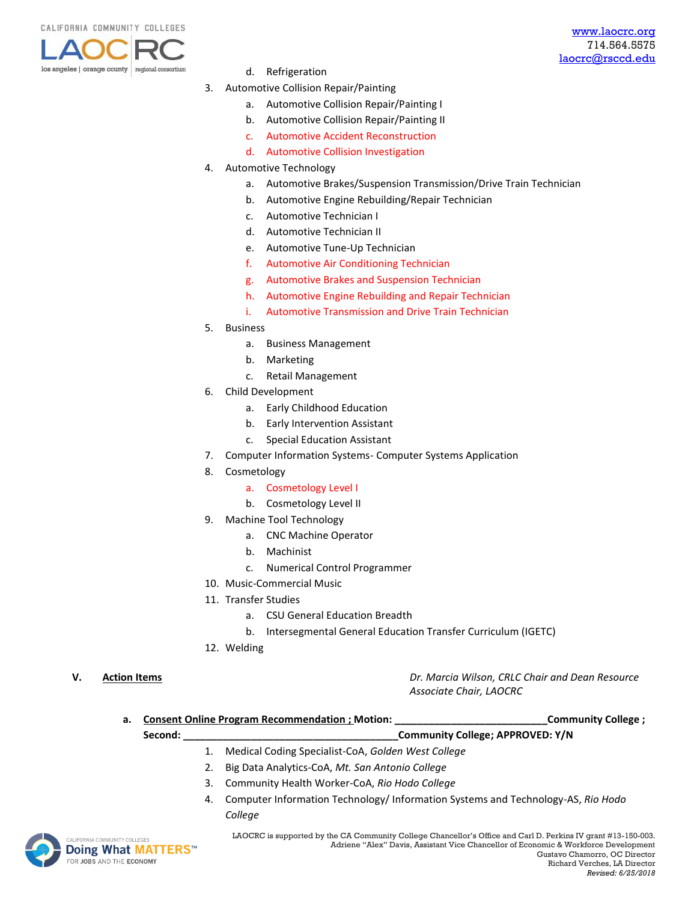d. Refrigeration

3. Automotive Collision Repair/Painting
   a. Automotive Collision Repair/Painting I
   b. Automotive Collision Repair/Painting II
   c. Automotive Accident Reconstruction
   d. Automotive Collision Investigation
4. Automotive Technology
   a. Automotive Brakes/Suspension Transmission/Drive Train Technician
   b. Automotive Engine Rebuilding/Repair Technician
   c. Automotive Technician I
   d. Automotive Technician II
   e. Automotive Tune-Up Technician
   f. Automotive Air Conditioning Technician
   g. Automotive Brakes and Suspension Technician
   h. Automotive Engine Rebuilding and Repair Technician
   i. Automotive Transmission and Drive Train Technician
5. Business
   a. Business Management
   b. Marketing
   c. Retail Management
6. Child Development
   a. Early Childhood Education
   b. Early Intervention Assistant
   c. Special Education Assistant
7. Computer Information Systems- Computer Systems Application
8. Cosmetology
   a. Cosmetology Level I
   b. Cosmetology Level II
9. Machine Tool Technology
   a. CNC Machine Operator
   b. Machinist
   c. Numerical Control Programmer
10. Music-Commercial Music
11. Transfer Studies
    a. CSU General Education Breadth
    b. Intersegmental General Education Transfer Curriculum (IGETC)
12. Welding

## V. Action Items

*Dr. Marcia Wilson, CRLC Chair and Dean Resource Associate Chair, LAOCRC*

**a. Consent Online Program Recommendation ; Motion: __________________________Community College ; Second: ____________________________________Community College; APPROVED: Y/N**

1. Medical Coding Specialist-CoA, *Golden West College*
2. Big Data Analytics-CoA, *Mt. San Antonio College*
3. Community Health Worker-CoA, *Rio Hodo College*
4. Computer Information Technology/ Information Systems and Technology-AS, *Rio Hodo College*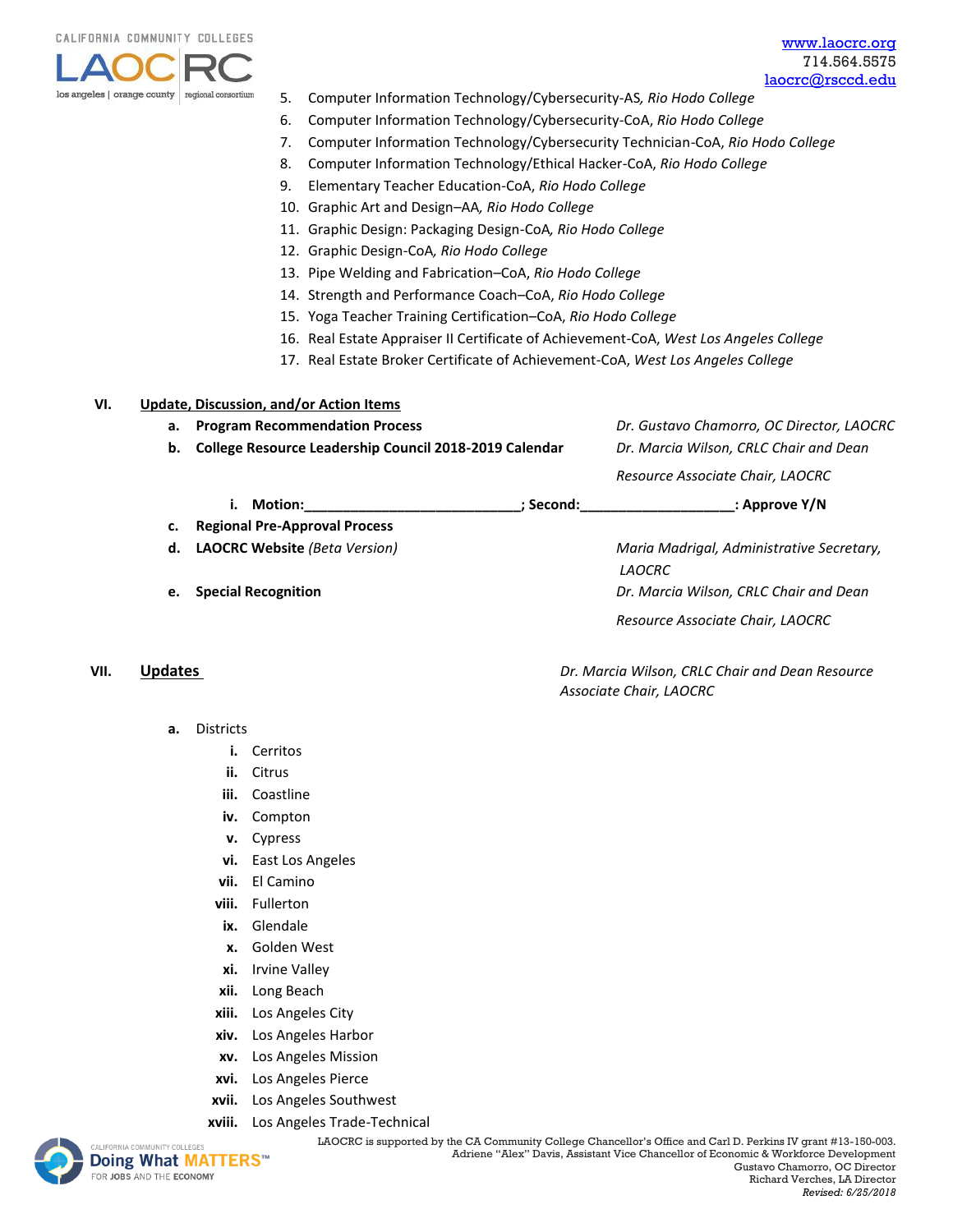5. Computer Information Technology/Cybersecurity-AS, *Rio Hodo College*
6. Computer Information Technology/Cybersecurity-CoA, *Rio Hodo College*
7. Computer Information Technology/Cybersecurity Technician-CoA, *Rio Hodo College*
8. Computer Information Technology/Ethical Hacker-CoA, *Rio Hodo College*
9. Elementary Teacher Education-CoA, *Rio Hodo College*
10. Graphic Art and Design–AA, *Rio Hodo College*
11. Graphic Design: Packaging Design-CoA, *Rio Hodo College*
12. Graphic Design-CoA, *Rio Hodo College*
13. Pipe Welding and Fabrication–CoA, *Rio Hodo College*
14. Strength and Performance Coach–CoA, *Rio Hodo College*
15. Yoga Teacher Training Certification–CoA, *Rio Hodo College*
16. Real Estate Appraiser II Certificate of Achievement-CoA, *West Los Angeles College*
17. Real Estate Broker Certificate of Achievement-CoA, *West Los Angeles College*

## VI. Update, Discussion, and/or Action Items

a. **Program Recommendation Process** — *Dr. Gustavo Chamorro, OC Director, LAOCRC*

b. **College Resource Leadership Council 2018-2019 Calendar** — *Dr. Marcia Wilson, CRLC Chair and Dean Resource Associate Chair, LAOCRC*

  i. **Motion:\_\_\_\_\_\_\_\_\_\_\_\_\_\_\_\_\_\_\_\_\_\_\_\_\_\_\_\_; Second:\_\_\_\_\_\_\_\_\_\_\_\_\_\_\_\_\_\_\_\_: Approve Y/N**

c. **Regional Pre-Approval Process**

d. **LAOCRC Website** *(Beta Version)* — *Maria Madrigal, Administrative Secretary, LAOCRC*

e. **Special Recognition** — *Dr. Marcia Wilson, CRLC Chair and Dean Resource Associate Chair, LAOCRC*

## VII. Updates

*Dr. Marcia Wilson, CRLC Chair and Dean Resource Associate Chair, LAOCRC*

a. Districts

  i. Cerritos
  ii. Citrus
  iii. Coastline
  iv. Compton
  v. Cypress
  vi. East Los Angeles
  vii. El Camino
  viii. Fullerton
  ix. Glendale
  x. Golden West
  xi. Irvine Valley
  xii. Long Beach
  xiii. Los Angeles City
  xiv. Los Angeles Harbor
  xv. Los Angeles Mission
  xvi. Los Angeles Pierce
  xvii. Los Angeles Southwest
  xviii. Los Angeles Trade-Technical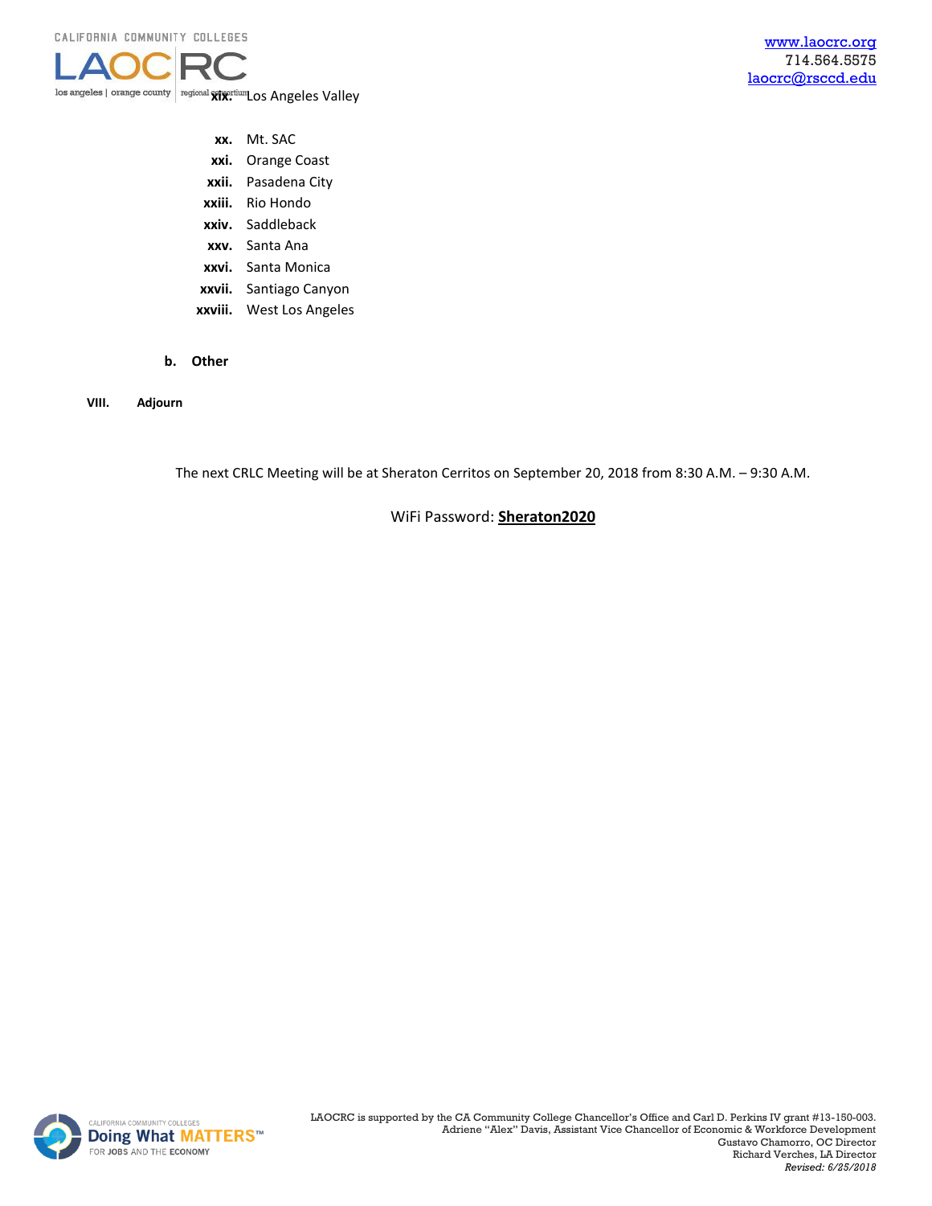xix. Los Angeles Valley

xx. Mt. SAC
xxi. Orange Coast
xxii. Pasadena City
xxiii. Rio Hondo
xxiv. Saddleback
xxv. Santa Ana
xxvi. Santa Monica
xxvii. Santiago Canyon
xxviii. West Los Angeles

**b. Other**

**VIII. Adjourn**

The next CRLC Meeting will be at Sheraton Cerritos on September 20, 2018 from 8:30 A.M. – 9:30 A.M.

WiFi Password: **Sheraton2020**

LAOCRC is supported by the CA Community College Chancellor's Office and Carl D. Perkins IV grant #13-150-003.
Adriene "Alex" Davis, Assistant Vice Chancellor of Economic & Workforce Development
Gustavo Chamorro, OC Director
Richard Verches, LA Director
*Revised: 6/25/2018*